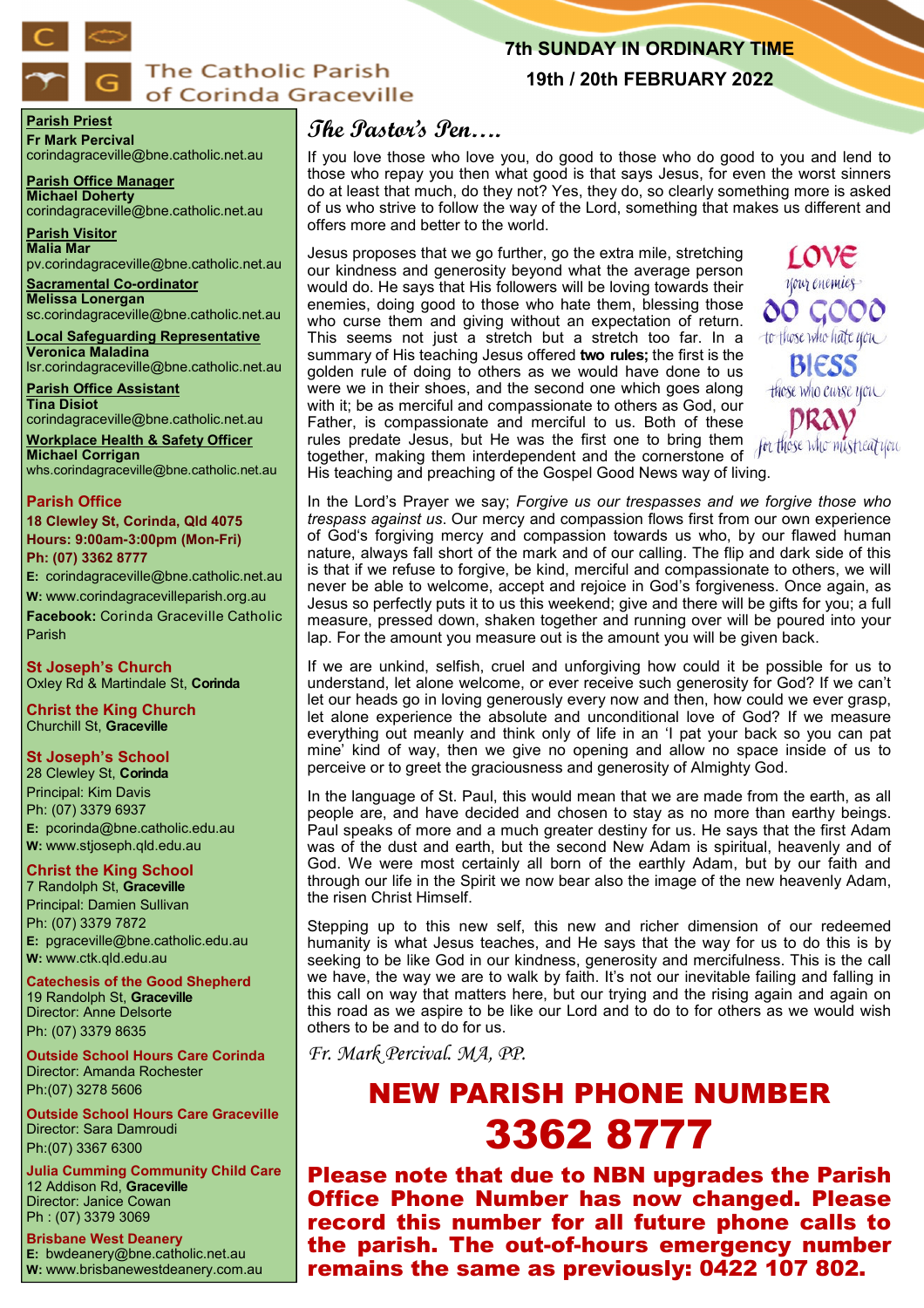# The Catholic Parish of Corinda Graceville

**7th SUNDAY IN ORDINARY TIME**

**19th / 20th FEBRUARY 2022**

## The Pastor's Pen….

If you love those who love you, do good to those who do good to you and lend to those who repay you then what good is that says Jesus, for even the worst sinners do at least that much, do they not? Yes, they do, so clearly something more is asked of us who strive to follow the way of the Lord, something that makes us different and offers more and better to the world.

Jesus proposes that we go further, go the extra mile, stretching our kindness and generosity beyond what the average person would do. He says that His followers will be loving towards their enemies, doing good to those who hate them, blessing those who curse them and giving without an expectation of return. This seems not just a stretch but a stretch too far. In a summary of His teaching Jesus offered **two rules;** the first is the golden rule of doing to others as we would have done to us were we in their shoes, and the second one which goes along with it; be as merciful and compassionate to others as God, our Father, is compassionate and merciful to us. Both of these rules predate Jesus, but He was the first one to bring them together, making them interdependent and the cornerstone of His teaching and preaching of the Gospel Good News way of living.

LOVE your enemies
DO GOOD to those who hate you
BLESS those who curse you
PRAY for those who mistreat you

In the Lord's Prayer we say; *Forgive us our trespasses and we forgive those who trespass against us*. Our mercy and compassion flows first from our own experience of God's forgiving mercy and compassion towards us who, by our flawed human nature, always fall short of the mark and of our calling. The flip and dark side of this is that if we refuse to forgive, be kind, merciful and compassionate to others, we will never be able to welcome, accept and rejoice in God's forgiveness. Once again, as Jesus so perfectly puts it to us this weekend; give and there will be gifts for you; a full measure, pressed down, shaken together and running over will be poured into your lap. For the amount you measure out is the amount you will be given back.

If we are unkind, selfish, cruel and unforgiving how could it be possible for us to understand, let alone welcome, or ever receive such generosity for God? If we can't let our heads go in loving generously every now and then, how could we ever grasp, let alone experience the absolute and unconditional love of God? If we measure everything out meanly and think only of life in an 'I pat your back so you can pat mine' kind of way, then we give no opening and allow no space inside of us to perceive or to greet the graciousness and generosity of Almighty God.

In the language of St. Paul, this would mean that we are made from the earth, as all people are, and have decided and chosen to stay as no more than earthy beings. Paul speaks of more and a much greater destiny for us. He says that the first Adam was of the dust and earth, but the second New Adam is spiritual, heavenly and of God. We were most certainly all born of the earthly Adam, but by our faith and through our life in the Spirit we now bear also the image of the new heavenly Adam, the risen Christ Himself.

Stepping up to this new self, this new and richer dimension of our redeemed humanity is what Jesus teaches, and He says that the way for us to do this is by seeking to be like God in our kindness, generosity and mercifulness. This is the call we have, the way we are to walk by faith. It's not our inevitable failing and falling in this call on way that matters here, but our trying and the rising again and again on this road as we aspire to be like our Lord and to do to for others as we would wish others to be and to do for us.

*Fr. Mark Percival. MA, PP.*

# NEW PARISH PHONE NUMBER
# 3362 8777

**Please note that due to NBN upgrades the Parish Office Phone Number has now changed. Please record this number for all future phone calls to the parish. The out-of-hours emergency number remains the same as previously: 0422 107 802.**

---

**Parish Priest**
**Fr Mark Percival**
corindagraceville@bne.catholic.net.au

**Parish Office Manager**
**Michael Doherty**
corindagraceville@bne.catholic.net.au

**Parish Visitor**
**Malia Mar**
pv.corindagraceville@bne.catholic.net.au

**Sacramental Co-ordinator**
**Melissa Lonergan**
sc.corindagraceville@bne.catholic.net.au

**Local Safeguarding Representative**
**Veronica Maladina**
lsr.corindagraceville@bne.catholic.net.au

**Parish Office Assistant**
**Tina Disiot**
corindagraceville@bne.catholic.net.au

**Workplace Health & Safety Officer**
**Michael Corrigan**
whs.corindagraceville@bne.catholic.net.au

**Parish Office**
**18 Clewley St, Corinda, Qld 4075**
**Hours: 9:00am-3:00pm (Mon-Fri)**
**Ph: (07) 3362 8777**
**E:** corindagraceville@bne.catholic.net.au
**W:** www.corindagracevilleparish.org.au
**Facebook:** Corinda Graceville Catholic Parish

**St Joseph's Church**
Oxley Rd & Martindale St, **Corinda**

**Christ the King Church**
Churchill St, **Graceville**

**St Joseph's School**
28 Clewley St, **Corinda**
Principal: Kim Davis
Ph: (07) 3379 6937
**E:** pcorinda@bne.catholic.edu.au
**W:** www.stjoseph.qld.edu.au

**Christ the King School**
7 Randolph St, **Graceville**
Principal: Damien Sullivan
Ph: (07) 3379 7872
**E:** pgraceville@bne.catholic.edu.au
**W:** www.ctk.qld.edu.au

**Catechesis of the Good Shepherd**
19 Randolph St, **Graceville**
Director: Anne Delsorte
Ph: (07) 3379 8635

**Outside School Hours Care Corinda**
Director: Amanda Rochester
Ph:(07) 3278 5606

**Outside School Hours Care Graceville**
Director: Sara Damroudi
Ph:(07) 3367 6300

**Julia Cumming Community Child Care**
12 Addison Rd, **Graceville**
Director: Janice Cowan
Ph : (07) 3379 3069

**Brisbane West Deanery**
**E:** bwdeanery@bne.catholic.net.au
**W:** www.brisbanewestdeanery.com.au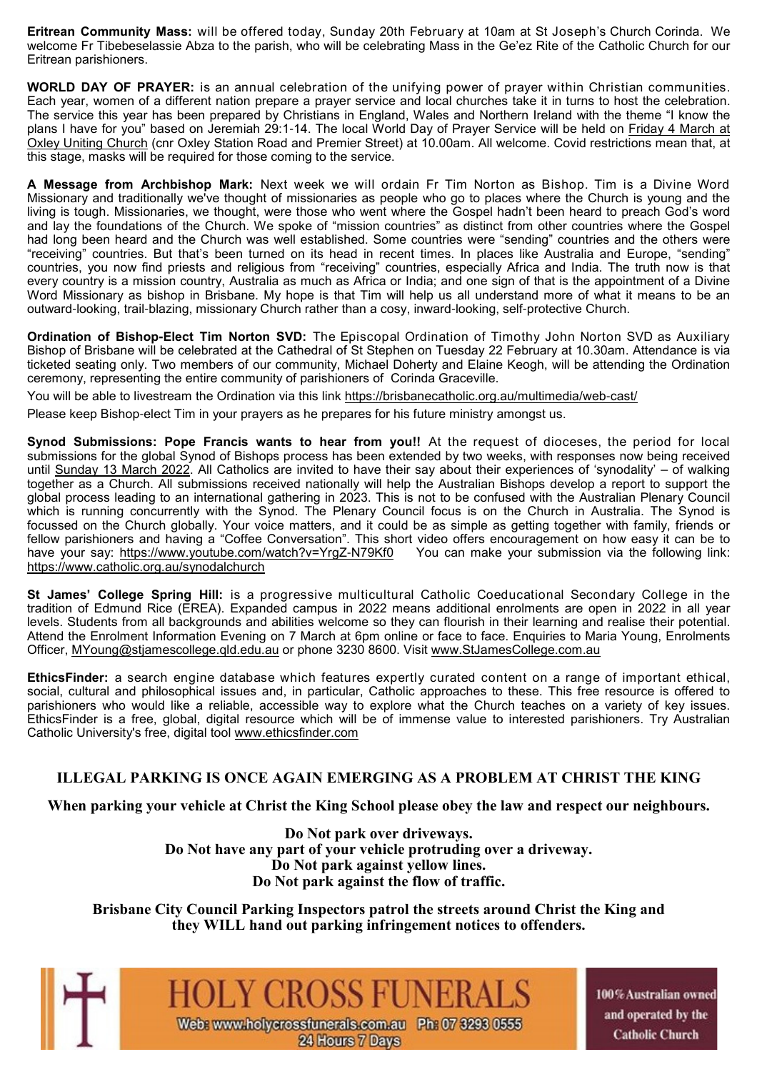**Eritrean Community Mass:** will be offered today, Sunday 20th February at 10am at St Joseph's Church Corinda. We welcome Fr Tibebeselassie Abza to the parish, who will be celebrating Mass in the Ge'ez Rite of the Catholic Church for our Eritrean parishioners.

**WORLD DAY OF PRAYER:** is an annual celebration of the unifying power of prayer within Christian communities. Each year, women of a different nation prepare a prayer service and local churches take it in turns to host the celebration. The service this year has been prepared by Christians in England, Wales and Northern Ireland with the theme "I know the plans I have for you" based on Jeremiah 29:1-14. The local World Day of Prayer Service will be held on Friday 4 March at Oxley Uniting Church (cnr Oxley Station Road and Premier Street) at 10.00am. All welcome. Covid restrictions mean that, at this stage, masks will be required for those coming to the service.

**A Message from Archbishop Mark:** Next week we will ordain Fr Tim Norton as Bishop. Tim is a Divine Word Missionary and traditionally we've thought of missionaries as people who go to places where the Church is young and the living is tough. Missionaries, we thought, were those who went where the Gospel hadn't been heard to preach God's word and lay the foundations of the Church. We spoke of "mission countries" as distinct from other countries where the Gospel had long been heard and the Church was well established. Some countries were "sending" countries and the others were "receiving" countries. But that's been turned on its head in recent times. In places like Australia and Europe, "sending" countries, you now find priests and religious from "receiving" countries, especially Africa and India. The truth now is that every country is a mission country, Australia as much as Africa or India; and one sign of that is the appointment of a Divine Word Missionary as bishop in Brisbane. My hope is that Tim will help us all understand more of what it means to be an outward-looking, trail-blazing, missionary Church rather than a cosy, inward-looking, self-protective Church.

**Ordination of Bishop-Elect Tim Norton SVD:** The Episcopal Ordination of Timothy John Norton SVD as Auxiliary Bishop of Brisbane will be celebrated at the Cathedral of St Stephen on Tuesday 22 February at 10.30am. Attendance is via ticketed seating only. Two members of our community, Michael Doherty and Elaine Keogh, will be attending the Ordination ceremony, representing the entire community of parishioners of Corinda Graceville.

You will be able to livestream the Ordination via this link https://brisbanecatholic.org.au/multimedia/web-cast/

Please keep Bishop-elect Tim in your prayers as he prepares for his future ministry amongst us.

**Synod Submissions: Pope Francis wants to hear from you!!** At the request of dioceses, the period for local submissions for the global Synod of Bishops process has been extended by two weeks, with responses now being received until Sunday 13 March 2022. All Catholics are invited to have their say about their experiences of 'synodality' – of walking together as a Church. All submissions received nationally will help the Australian Bishops develop a report to support the global process leading to an international gathering in 2023. This is not to be confused with the Australian Plenary Council which is running concurrently with the Synod. The Plenary Council focus is on the Church in Australia. The Synod is focussed on the Church globally. Your voice matters, and it could be as simple as getting together with family, friends or fellow parishioners and having a "Coffee Conversation". This short video offers encouragement on how easy it can be to have your say: https://www.youtube.com/watch?v=YrgZ-N79Kf0 You can make your submission via the following link: https://www.catholic.org.au/synodalchurch

**St James' College Spring Hill:** is a progressive multicultural Catholic Coeducational Secondary College in the tradition of Edmund Rice (EREA). Expanded campus in 2022 means additional enrolments are open in 2022 in all year levels. Students from all backgrounds and abilities welcome so they can flourish in their learning and realise their potential. Attend the Enrolment Information Evening on 7 March at 6pm online or face to face. Enquiries to Maria Young, Enrolments Officer, MYoung@stjamescollege.qld.edu.au or phone 3230 8600. Visit www.StJamesCollege.com.au

**EthicsFinder:** a search engine database which features expertly curated content on a range of important ethical, social, cultural and philosophical issues and, in particular, Catholic approaches to these. This free resource is offered to parishioners who would like a reliable, accessible way to explore what the Church teaches on a variety of key issues. EthicsFinder is a free, global, digital resource which will be of immense value to interested parishioners. Try Australian Catholic University's free, digital tool www.ethicsfinder.com

## ILLEGAL PARKING IS ONCE AGAIN EMERGING AS A PROBLEM AT CHRIST THE KING

**When parking your vehicle at Christ the King School please obey the law and respect our neighbours.**

**Do Not park over driveways.**
**Do Not have any part of your vehicle protruding over a driveway.**
**Do Not park against yellow lines.**
**Do Not park against the flow of traffic.**

**Brisbane City Council Parking Inspectors patrol the streets around Christ the King and they WILL hand out parking infringement notices to offenders.**

HOLY CROSS FUNERALS

Web: www.holycrossfunerals.com.au Ph: 07 3293 0555
24 Hours 7 Days

100% Australian owned and operated by the Catholic Church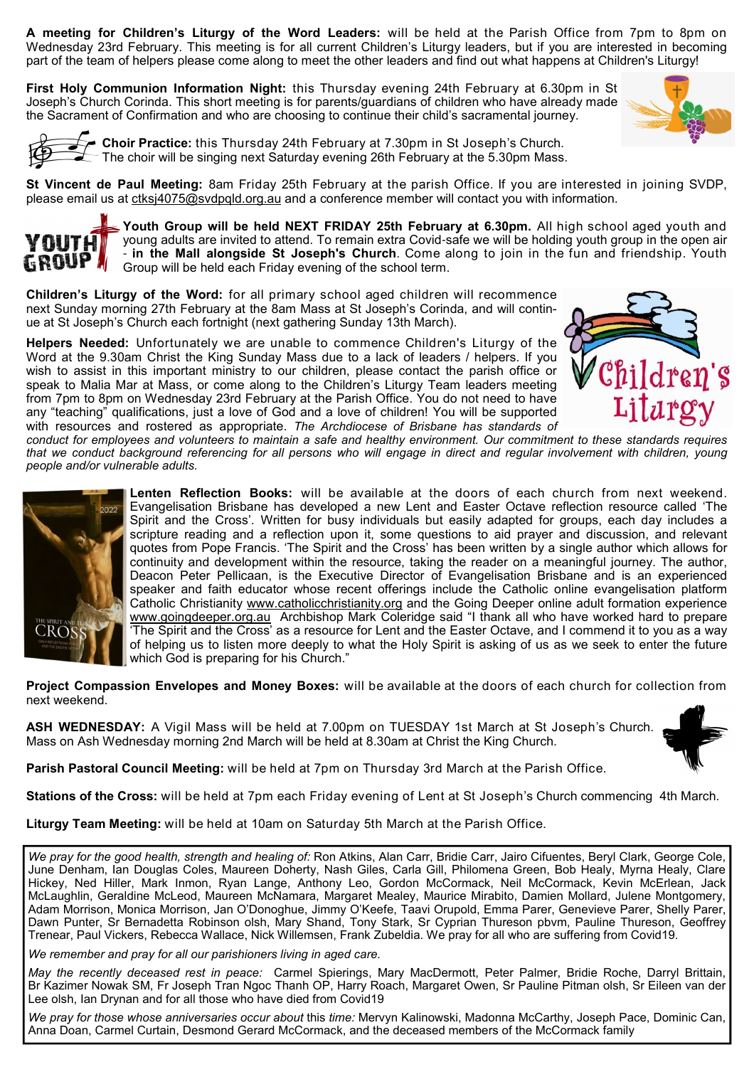**A meeting for Children's Liturgy of the Word Leaders:** will be held at the Parish Office from 7pm to 8pm on Wednesday 23rd February. This meeting is for all current Children's Liturgy leaders, but if you are interested in becoming part of the team of helpers please come along to meet the other leaders and find out what happens at Children's Liturgy!

**First Holy Communion Information Night:** this Thursday evening 24th February at 6.30pm in St Joseph's Church Corinda. This short meeting is for parents/guardians of children who have already made the Sacrament of Confirmation and who are choosing to continue their child's sacramental journey.

**Choir Practice:** this Thursday 24th February at 7.30pm in St Joseph's Church. The choir will be singing next Saturday evening 26th February at the 5.30pm Mass.

**St Vincent de Paul Meeting:** 8am Friday 25th February at the parish Office. If you are interested in joining SVDP, please email us at ctksj4075@svdpqld.org.au and a conference member will contact you with information.

**Youth Group will be held NEXT FRIDAY 25th February at 6.30pm.** All high school aged youth and young adults are invited to attend. To remain extra Covid-safe we will be holding youth group in the open air - **in the Mall alongside St Joseph's Church**. Come along to join in the fun and friendship. Youth Group will be held each Friday evening of the school term.

**Children's Liturgy of the Word:** for all primary school aged children will recommence next Sunday morning 27th February at the 8am Mass at St Joseph's Corinda, and will continue at St Joseph's Church each fortnight (next gathering Sunday 13th March).

**Helpers Needed:** Unfortunately we are unable to commence Children's Liturgy of the Word at the 9.30am Christ the King Sunday Mass due to a lack of leaders / helpers. If you wish to assist in this important ministry to our children, please contact the parish office or speak to Malia Mar at Mass, or come along to the Children's Liturgy Team leaders meeting from 7pm to 8pm on Wednesday 23rd February at the Parish Office. You do not need to have any "teaching" qualifications, just a love of God and a love of children! You will be supported with resources and rostered as appropriate. *The Archdiocese of Brisbane has standards of conduct for employees and volunteers to maintain a safe and healthy environment. Our commitment to these standards requires that we conduct background referencing for all persons who will engage in direct and regular involvement with children, young people and/or vulnerable adults.*

**Lenten Reflection Books:** will be available at the doors of each church from next weekend. Evangelisation Brisbane has developed a new Lent and Easter Octave reflection resource called 'The Spirit and the Cross'. Written for busy individuals but easily adapted for groups, each day includes a scripture reading and a reflection upon it, some questions to aid prayer and discussion, and relevant quotes from Pope Francis. 'The Spirit and the Cross' has been written by a single author which allows for continuity and development within the resource, taking the reader on a meaningful journey. The author, Deacon Peter Pellicaan, is the Executive Director of Evangelisation Brisbane and is an experienced speaker and faith educator whose recent offerings include the Catholic online evangelisation platform Catholic Christianity www.catholicchristianity.org and the Going Deeper online adult formation experience www.goingdeeper.org.au Archbishop Mark Coleridge said "I thank all who have worked hard to prepare 'The Spirit and the Cross' as a resource for Lent and the Easter Octave, and I commend it to you as a way of helping us to listen more deeply to what the Holy Spirit is asking of us as we seek to enter the future which God is preparing for his Church."

**Project Compassion Envelopes and Money Boxes:** will be available at the doors of each church for collection from next weekend.

**ASH WEDNESDAY:** A Vigil Mass will be held at 7.00pm on TUESDAY 1st March at St Joseph's Church. Mass on Ash Wednesday morning 2nd March will be held at 8.30am at Christ the King Church.

**Parish Pastoral Council Meeting:** will be held at 7pm on Thursday 3rd March at the Parish Office.

**Stations of the Cross:** will be held at 7pm each Friday evening of Lent at St Joseph's Church commencing 4th March.

**Liturgy Team Meeting:** will be held at 10am on Saturday 5th March at the Parish Office.

*We pray for the good health, strength and healing of:* Ron Atkins, Alan Carr, Bridie Carr, Jairo Cifuentes, Beryl Clark, George Cole, June Denham, Ian Douglas Coles, Maureen Doherty, Nash Giles, Carla Gill, Philomena Green, Bob Healy, Myrna Healy, Clare Hickey, Ned Hiller, Mark Inmon, Ryan Lange, Anthony Leo, Gordon McCormack, Neil McCormack, Kevin McErlean, Jack McLaughlin, Geraldine McLeod, Maureen McNamara, Margaret Mealey, Maurice Mirabito, Damien Mollard, Julene Montgomery, Adam Morrison, Monica Morrison, Jan O'Donoghue, Jimmy O'Keefe, Taavi Orupold, Emma Parer, Genevieve Parer, Shelly Parer, Dawn Punter, Sr Bernadetta Robinson olsh, Mary Shand, Tony Stark, Sr Cyprian Thureson pbvm, Pauline Thureson, Geoffrey Trenear, Paul Vickers, Rebecca Wallace, Nick Willemsen, Frank Zubeldia. We pray for all who are suffering from Covid19.

*We remember and pray for all our parishioners living in aged care.*

*May the recently deceased rest in peace:* Carmel Spierings, Mary MacDermott, Peter Palmer, Bridie Roche, Darryl Brittain, Br Kazimer Nowak SM, Fr Joseph Tran Ngoc Thanh OP, Harry Roach, Margaret Owen, Sr Pauline Pitman olsh, Sr Eileen van der Lee olsh, Ian Drynan and for all those who have died from Covid19

*We pray for those whose anniversaries occur about* this *time:* Mervyn Kalinowski, Madonna McCarthy, Joseph Pace, Dominic Can, Anna Doan, Carmel Curtain, Desmond Gerard McCormack, and the deceased members of the McCormack family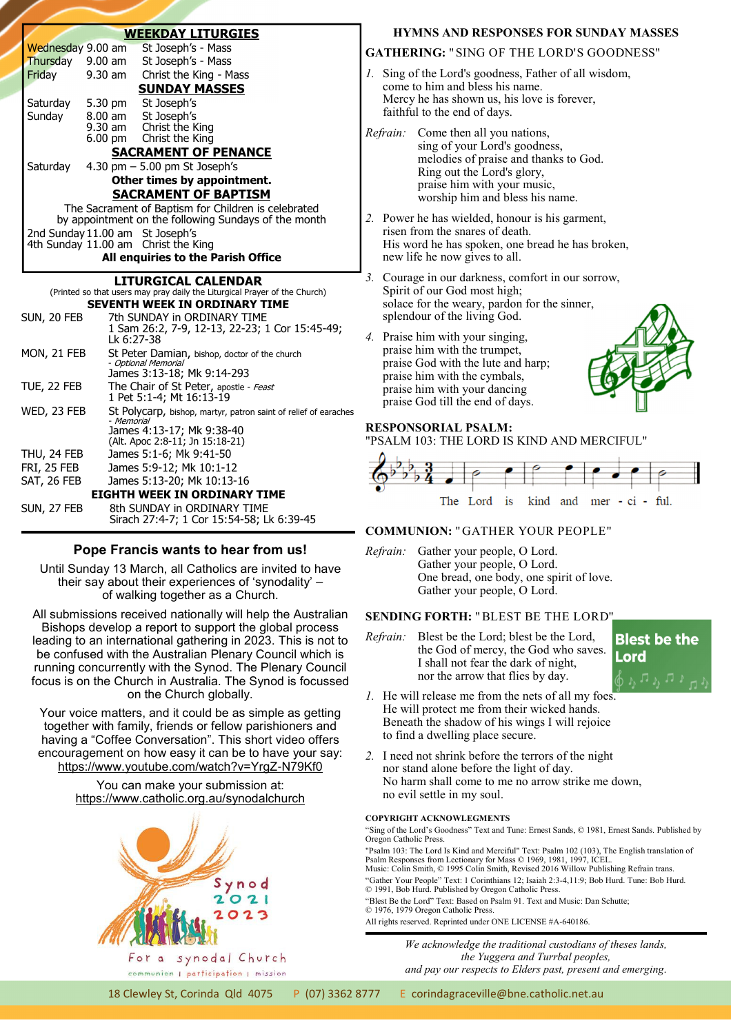## WEEKDAY LITURGIES

| | | |
|---|---|---|
| Wednesday | 9.00 am | St Joseph's - Mass |
| Thursday | 9.00 am | St Joseph's - Mass |
| Friday | 9.30 am | Christ the King - Mass |

## SUNDAY MASSES

| | | |
|---|---|---|
| Saturday | 5.30 pm | St Joseph's |
| Sunday | 8.00 am | St Joseph's |
| | 9.30 am | Christ the King |
| | 6.00 pm | Christ the King |

## SACRAMENT OF PENANCE

Saturday 4.30 pm – 5.00 pm St Joseph's

**Other times by appointment.**

## SACRAMENT OF BAPTISM

The Sacrament of Baptism for Children is celebrated by appointment on the following Sundays of the month

2nd Sunday 11.00 am St Joseph's
4th Sunday 11.00 am Christ the King

**All enquiries to the Parish Office**

## LITURGICAL CALENDAR

(Printed so that users may pray daily the Liturgical Prayer of the Church)

**SEVENTH WEEK IN ORDINARY TIME**

| | |
|---|---|
| SUN, 20 FEB | 7th SUNDAY in ORDINARY TIME<br>1 Sam 26:2, 7-9, 12-13, 22-23; 1 Cor 15:45-49; Lk 6:27-38 |
| MON, 21 FEB | St Peter Damian, bishop, doctor of the church<br>*- Optional Memorial*<br>James 3:13-18; Mk 9:14-293 |
| TUE, 22 FEB | The Chair of St Peter, apostle - *Feast*<br>1 Pet 5:1-4; Mt 16:13-19 |
| WED, 23 FEB | St Polycarp, bishop, martyr, patron saint of relief of earaches *- Memorial*<br>James 4:13-17; Mk 9:38-40<br>(Alt. Apoc 2:8-11; Jn 15:18-21) |
| THU, 24 FEB | James 5:1-6; Mk 9:41-50 |
| FRI, 25 FEB | James 5:9-12; Mk 10:1-12 |
| SAT, 26 FEB | James 5:13-20; Mk 10:13-16 |

**EIGHTH WEEK IN ORDINARY TIME**

| | |
|---|---|
| SUN, 27 FEB | 8th SUNDAY in ORDINARY TIME<br>Sirach 27:4-7; 1 Cor 15:54-58; Lk 6:39-45 |

## Pope Francis wants to hear from us!

Until Sunday 13 March, all Catholics are invited to have their say about their experiences of 'synodality' – of walking together as a Church.

All submissions received nationally will help the Australian Bishops develop a report to support the global process leading to an international gathering in 2023. This is not to be confused with the Australian Plenary Council which is running concurrently with the Synod. The Plenary Council focus is on the Church in Australia. The Synod is focussed on the Church globally.

Your voice matters, and it could be as simple as getting together with family, friends or fellow parishioners and having a "Coffee Conversation". This short video offers encouragement on how easy it can be to have your say: https://www.youtube.com/watch?v=YrgZ-N79Kf0

You can make your submission at: https://www.catholic.org.au/synodalchurch

Synod 2021 2023
For a synodal Church
communion | participation | mission

## HYMNS AND RESPONSES FOR SUNDAY MASSES

**GATHERING:** "SING OF THE LORD'S GOODNESS"

1. Sing of the Lord's goodness, Father of all wisdom, come to him and bless his name. Mercy he has shown us, his love is forever, faithful to the end of days.

*Refrain:* Come then all you nations, sing of your Lord's goodness, melodies of praise and thanks to God. Ring out the Lord's glory, praise him with your music, worship him and bless his name.

2. Power he has wielded, honour is his garment, risen from the snares of death. His word he has spoken, one bread he has broken, new life he now gives to all.

3. Courage in our darkness, comfort in our sorrow, Spirit of our God most high; solace for the weary, pardon for the sinner, splendour of the living God.

4. Praise him with your singing, praise him with the trumpet, praise God with the lute and harp; praise him with the cymbals, praise him with your dancing praise God till the end of days.

**RESPONSORIAL PSALM:**
"PSALM 103: THE LORD IS KIND AND MERCIFUL"

The Lord is kind and mer - ci - ful.

**COMMUNION:** "GATHER YOUR PEOPLE"

*Refrain:* Gather your people, O Lord. Gather your people, O Lord. One bread, one body, one spirit of love. Gather your people, O Lord.

**SENDING FORTH:** "BLEST BE THE LORD"

*Refrain:* Blest be the Lord; blest be the Lord, the God of mercy, the God who saves. I shall not fear the dark of night, nor the arrow that flies by day.

1. He will release me from the nets of all my foes. He will protect me from their wicked hands. Beneath the shadow of his wings I will rejoice to find a dwelling place secure.

2. I need not shrink before the terrors of the night nor stand alone before the light of day. No harm shall come to me no arrow strike me down, no evil settle in my soul.

**COPYRIGHT ACKNOWLEDGMENTS**

"Sing of the Lord's Goodness" Text and Tune: Ernest Sands, © 1981, Ernest Sands. Published by Oregon Catholic Press.
"Psalm 103: The Lord Is Kind and Merciful" Text: Psalm 102 (103), The English translation of Psalm Responses from Lectionary for Mass © 1969, 1981, 1997, ICEL. Music: Colin Smith, © 1995 Colin Smith, Revised 2016 Willow Publishing Refrain trans.
"Gather Your People" Text: 1 Corinthians 12; Isaiah 2:3-4,11:9; Bob Hurd. Tune: Bob Hurd. © 1991, Bob Hurd. Published by Oregon Catholic Press.
"Blest Be the Lord" Text: Based on Psalm 91. Text and Music: Dan Schutte; © 1976, 1979 Oregon Catholic Press.
All rights reserved. Reprinted under ONE LICENSE #A-640186.

*We acknowledge the traditional custodians of theses lands, the Yuggera and Turrbal peoples, and pay our respects to Elders past, present and emerging.*

18 Clewley St, Corinda Qld 4075 P (07) 3362 8777 E corindagraceville@bne.catholic.net.au